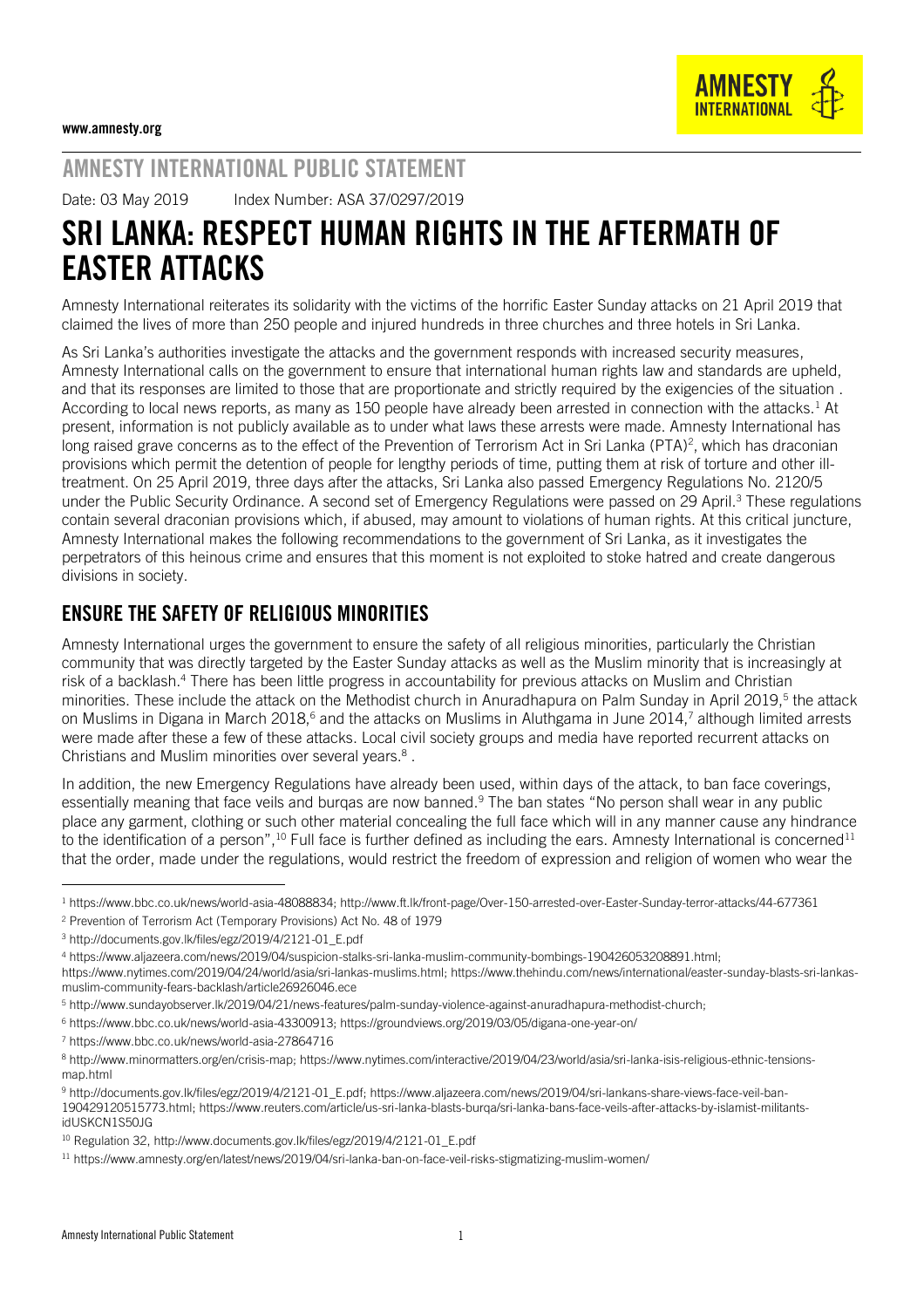www.amnesty.org

AMNESTY INTERNATIONAL

# AMNESTY INTERNATIONAL PUBLIC STATEMENT

Date: 03 May 2019 Index Number: ASA 37/0297/2019

# SRI LANKA: RESPECT HUMAN RIGHTS IN THE AFTERMATH OF EASTER ATTACKS

Amnesty International reiterates its solidarity with the victims of the horrific Easter Sunday attacks on 21 April 2019 that claimed the lives of more than 250 people and injured hundreds in three churches and three hotels in Sri Lanka.

As Sri Lanka's authorities investigate the attacks and the government responds with increased security measures, Amnesty International calls on the government to ensure that international human rights law and standards are upheld, and that its responses are limited to those that are proportionate and strictly required by the exigencies of the situation . According to local news reports, as many as 150 people have already been arrested in connection with the attacks.[1] At present, information is not publicly available as to under what laws these arrests were made. Amnesty International has long raised grave concerns as to the effect of the Prevention of Terrorism Act in Sri Lanka (PTA)[2], which has draconian provisions which permit the detention of people for lengthy periods of time, putting them at risk of torture and other ill-treatment. On 25 April 2019, three days after the attacks, Sri Lanka also passed Emergency Regulations No. 2120/5 under the Public Security Ordinance. A second set of Emergency Regulations were passed on 29 April.[3] These regulations contain several draconian provisions which, if abused, may amount to violations of human rights. At this critical juncture, Amnesty International makes the following recommendations to the government of Sri Lanka, as it investigates the perpetrators of this heinous crime and ensures that this moment is not exploited to stoke hatred and create dangerous divisions in society.

## ENSURE THE SAFETY OF RELIGIOUS MINORITIES

Amnesty International urges the government to ensure the safety of all religious minorities, particularly the Christian community that was directly targeted by the Easter Sunday attacks as well as the Muslim minority that is increasingly at risk of a backlash.[4] There has been little progress in accountability for previous attacks on Muslim and Christian minorities. These include the attack on the Methodist church in Anuradhapura on Palm Sunday in April 2019,[5] the attack on Muslims in Digana in March 2018,[6] and the attacks on Muslims in Aluthgama in June 2014,[7] although limited arrests were made after these a few of these attacks. Local civil society groups and media have reported recurrent attacks on Christians and Muslim minorities over several years.[8] .

In addition, the new Emergency Regulations have already been used, within days of the attack, to ban face coverings, essentially meaning that face veils and burqas are now banned.[9] The ban states "No person shall wear in any public place any garment, clothing or such other material concealing the full face which will in any manner cause any hindrance to the identification of a person",[10] Full face is further defined as including the ears. Amnesty International is concerned[11] that the order, made under the regulations, would restrict the freedom of expression and religion of women who wear the

---

[1] https://www.bbc.co.uk/news/world-asia-48088834; http://www.ft.lk/front-page/Over-150-arrested-over-Easter-Sunday-terror-attacks/44-677361

[2] Prevention of Terrorism Act (Temporary Provisions) Act No. 48 of 1979

[3] http://documents.gov.lk/files/egz/2019/4/2121-01_E.pdf

[4] https://www.aljazeera.com/news/2019/04/suspicion-stalks-sri-lanka-muslim-community-bombings-190426053208891.html; https://www.nytimes.com/2019/04/24/world/asia/sri-lankas-muslims.html; https://www.thehindu.com/news/international/easter-sunday-blasts-sri-lankas-muslim-community-fears-backlash/article26926046.ece

[5] http://www.sundayobserver.lk/2019/04/21/news-features/palm-sunday-violence-against-anuradhapura-methodist-church;

[6] https://www.bbc.co.uk/news/world-asia-43300913; https://groundviews.org/2019/03/05/digana-one-year-on/

[7] https://www.bbc.co.uk/news/world-asia-27864716

[8] http://www.minormatters.org/en/crisis-map; https://www.nytimes.com/interactive/2019/04/23/world/asia/sri-lanka-isis-religious-ethnic-tensions-map.html

[9] http://documents.gov.lk/files/egz/2019/4/2121-01_E.pdf; https://www.aljazeera.com/news/2019/04/sri-lankans-share-views-face-veil-ban-190429120515773.html; https://www.reuters.com/article/us-sri-lanka-blasts-burqa/sri-lanka-bans-face-veils-after-attacks-by-islamist-militants-idUSKCN1S50JG

[10] Regulation 32, http://www.documents.gov.lk/files/egz/2019/4/2121-01_E.pdf

[11] https://www.amnesty.org/en/latest/news/2019/04/sri-lanka-ban-on-face-veil-risks-stigmatizing-muslim-women/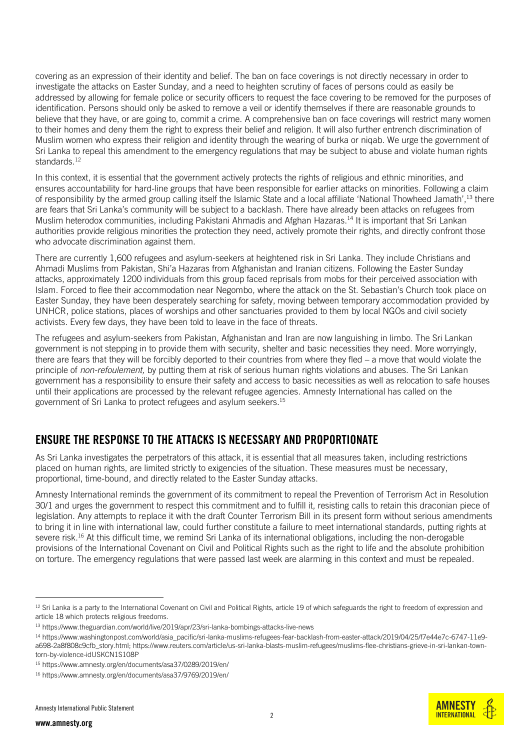covering as an expression of their identity and belief. The ban on face coverings is not directly necessary in order to investigate the attacks on Easter Sunday, and a need to heighten scrutiny of faces of persons could as easily be addressed by allowing for female police or security officers to request the face covering to be removed for the purposes of identification. Persons should only be asked to remove a veil or identify themselves if there are reasonable grounds to believe that they have, or are going to, commit a crime. A comprehensive ban on face coverings will restrict many women to their homes and deny them the right to express their belief and religion. It will also further entrench discrimination of Muslim women who express their religion and identity through the wearing of burka or niqab. We urge the government of Sri Lanka to repeal this amendment to the emergency regulations that may be subject to abuse and violate human rights standards.[12]

In this context, it is essential that the government actively protects the rights of religious and ethnic minorities, and ensures accountability for hard-line groups that have been responsible for earlier attacks on minorities. Following a claim of responsibility by the armed group calling itself the Islamic State and a local affiliate 'National Thowheed Jamath',[13] there are fears that Sri Lanka's community will be subject to a backlash. There have already been attacks on refugees from Muslim heterodox communities, including Pakistani Ahmadis and Afghan Hazaras.[14] It is important that Sri Lankan authorities provide religious minorities the protection they need, actively promote their rights, and directly confront those who advocate discrimination against them.

There are currently 1,600 refugees and asylum-seekers at heightened risk in Sri Lanka. They include Christians and Ahmadi Muslims from Pakistan, Shi'a Hazaras from Afghanistan and Iranian citizens. Following the Easter Sunday attacks, approximately 1200 individuals from this group faced reprisals from mobs for their perceived association with Islam. Forced to flee their accommodation near Negombo, where the attack on the St. Sebastian's Church took place on Easter Sunday, they have been desperately searching for safety, moving between temporary accommodation provided by UNHCR, police stations, places of worships and other sanctuaries provided to them by local NGOs and civil society activists. Every few days, they have been told to leave in the face of threats.

The refugees and asylum-seekers from Pakistan, Afghanistan and Iran are now languishing in limbo. The Sri Lankan government is not stepping in to provide them with security, shelter and basic necessities they need. More worryingly, there are fears that they will be forcibly deported to their countries from where they fled – a move that would violate the principle of *non-refoulement,* by putting them at risk of serious human rights violations and abuses. The Sri Lankan government has a responsibility to ensure their safety and access to basic necessities as well as relocation to safe houses until their applications are processed by the relevant refugee agencies. Amnesty International has called on the government of Sri Lanka to protect refugees and asylum seekers.[15]

## ENSURE THE RESPONSE TO THE ATTACKS IS NECESSARY AND PROPORTIONATE

As Sri Lanka investigates the perpetrators of this attack, it is essential that all measures taken, including restrictions placed on human rights, are limited strictly to exigencies of the situation. These measures must be necessary, proportional, time-bound, and directly related to the Easter Sunday attacks.

Amnesty International reminds the government of its commitment to repeal the Prevention of Terrorism Act in Resolution 30/1 and urges the government to respect this commitment and to fulfill it, resisting calls to retain this draconian piece of legislation. Any attempts to replace it with the draft Counter Terrorism Bill in its present form without serious amendments to bring it in line with international law, could further constitute a failure to meet international standards, putting rights at severe risk.[16] At this difficult time, we remind Sri Lanka of its international obligations, including the non-derogable provisions of the International Covenant on Civil and Political Rights such as the right to life and the absolute prohibition on torture. The emergency regulations that were passed last week are alarming in this context and must be repealed.

---

[12] Sri Lanka is a party to the International Covenant on Civil and Political Rights, article 19 of which safeguards the right to freedom of expression and article 18 which protects religious freedoms.

[13] https://www.theguardian.com/world/live/2019/apr/23/sri-lanka-bombings-attacks-live-news

[14] https://www.washingtonpost.com/world/asia_pacific/sri-lanka-muslims-refugees-fear-backlash-from-easter-attack/2019/04/25/f7e44e7c-6747-11e9-a698-2a8f808c9cfb_story.html; https://www.reuters.com/article/us-sri-lanka-blasts-muslim-refugees/muslims-flee-christians-grieve-in-sri-lankan-town-torn-by-violence-idUSKCN1S108P

[15] https://www.amnesty.org/en/documents/asa37/0289/2019/en/

[16] https://www.amnesty.org/en/documents/asa37/9769/2019/en/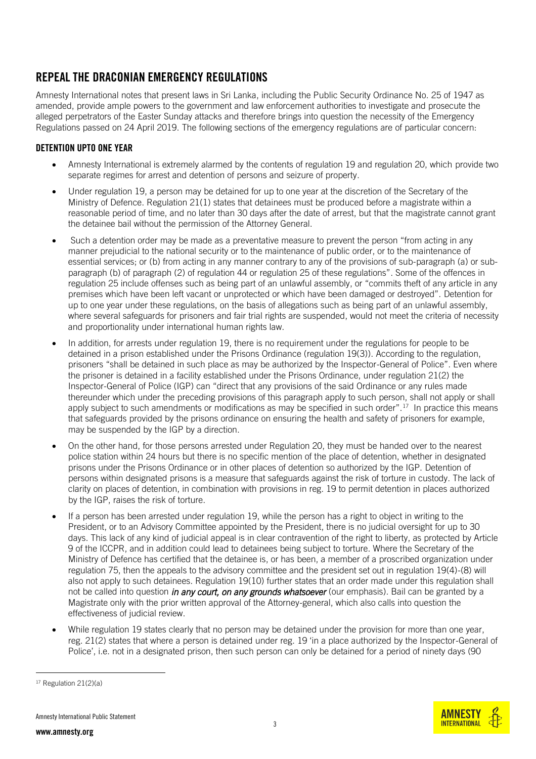## REPEAL THE DRACONIAN EMERGENCY REGULATIONS

Amnesty International notes that present laws in Sri Lanka, including the Public Security Ordinance No. 25 of 1947 as amended, provide ample powers to the government and law enforcement authorities to investigate and prosecute the alleged perpetrators of the Easter Sunday attacks and therefore brings into question the necessity of the Emergency Regulations passed on 24 April 2019. The following sections of the emergency regulations are of particular concern:

### DETENTION UPTO ONE YEAR

- Amnesty International is extremely alarmed by the contents of regulation 19 and regulation 20, which provide two separate regimes for arrest and detention of persons and seizure of property.
- Under regulation 19, a person may be detained for up to one year at the discretion of the Secretary of the Ministry of Defence. Regulation 21(1) states that detainees must be produced before a magistrate within a reasonable period of time, and no later than 30 days after the date of arrest, but that the magistrate cannot grant the detainee bail without the permission of the Attorney General.
- Such a detention order may be made as a preventative measure to prevent the person "from acting in any manner prejudicial to the national security or to the maintenance of public order, or to the maintenance of essential services; or (b) from acting in any manner contrary to any of the provisions of sub-paragraph (a) or sub-paragraph (b) of paragraph (2) of regulation 44 or regulation 25 of these regulations". Some of the offences in regulation 25 include offenses such as being part of an unlawful assembly, or "commits theft of any article in any premises which have been left vacant or unprotected or which have been damaged or destroyed". Detention for up to one year under these regulations, on the basis of allegations such as being part of an unlawful assembly, where several safeguards for prisoners and fair trial rights are suspended, would not meet the criteria of necessity and proportionality under international human rights law.
- In addition, for arrests under regulation 19, there is no requirement under the regulations for people to be detained in a prison established under the Prisons Ordinance (regulation 19(3)). According to the regulation, prisoners "shall be detained in such place as may be authorized by the Inspector-General of Police". Even where the prisoner is detained in a facility established under the Prisons Ordinance, under regulation 21(2) the Inspector-General of Police (IGP) can "direct that any provisions of the said Ordinance or any rules made thereunder which under the preceding provisions of this paragraph apply to such person, shall not apply or shall apply subject to such amendments or modifications as may be specified in such order".[17] In practice this means that safeguards provided by the prisons ordinance on ensuring the health and safety of prisoners for example, may be suspended by the IGP by a direction.
- On the other hand, for those persons arrested under Regulation 20, they must be handed over to the nearest police station within 24 hours but there is no specific mention of the place of detention, whether in designated prisons under the Prisons Ordinance or in other places of detention so authorized by the IGP. Detention of persons within designated prisons is a measure that safeguards against the risk of torture in custody. The lack of clarity on places of detention, in combination with provisions in reg. 19 to permit detention in places authorized by the IGP, raises the risk of torture.
- If a person has been arrested under regulation 19, while the person has a right to object in writing to the President, or to an Advisory Committee appointed by the President, there is no judicial oversight for up to 30 days. This lack of any kind of judicial appeal is in clear contravention of the right to liberty, as protected by Article 9 of the ICCPR, and in addition could lead to detainees being subject to torture. Where the Secretary of the Ministry of Defence has certified that the detainee is, or has been, a member of a proscribed organization under regulation 75, then the appeals to the advisory committee and the president set out in regulation 19(4)-(8) will also not apply to such detainees. Regulation 19(10) further states that an order made under this regulation shall not be called into question ***in any court, on any grounds whatsoever*** (our emphasis). Bail can be granted by a Magistrate only with the prior written approval of the Attorney-general, which also calls into question the effectiveness of judicial review.
- While regulation 19 states clearly that no person may be detained under the provision for more than one year, reg. 21(2) states that where a person is detained under reg. 19 'in a place authorized by the Inspector-General of Police', i.e. not in a designated prison, then such person can only be detained for a period of ninety days (90

[17] Regulation 21(2)(a)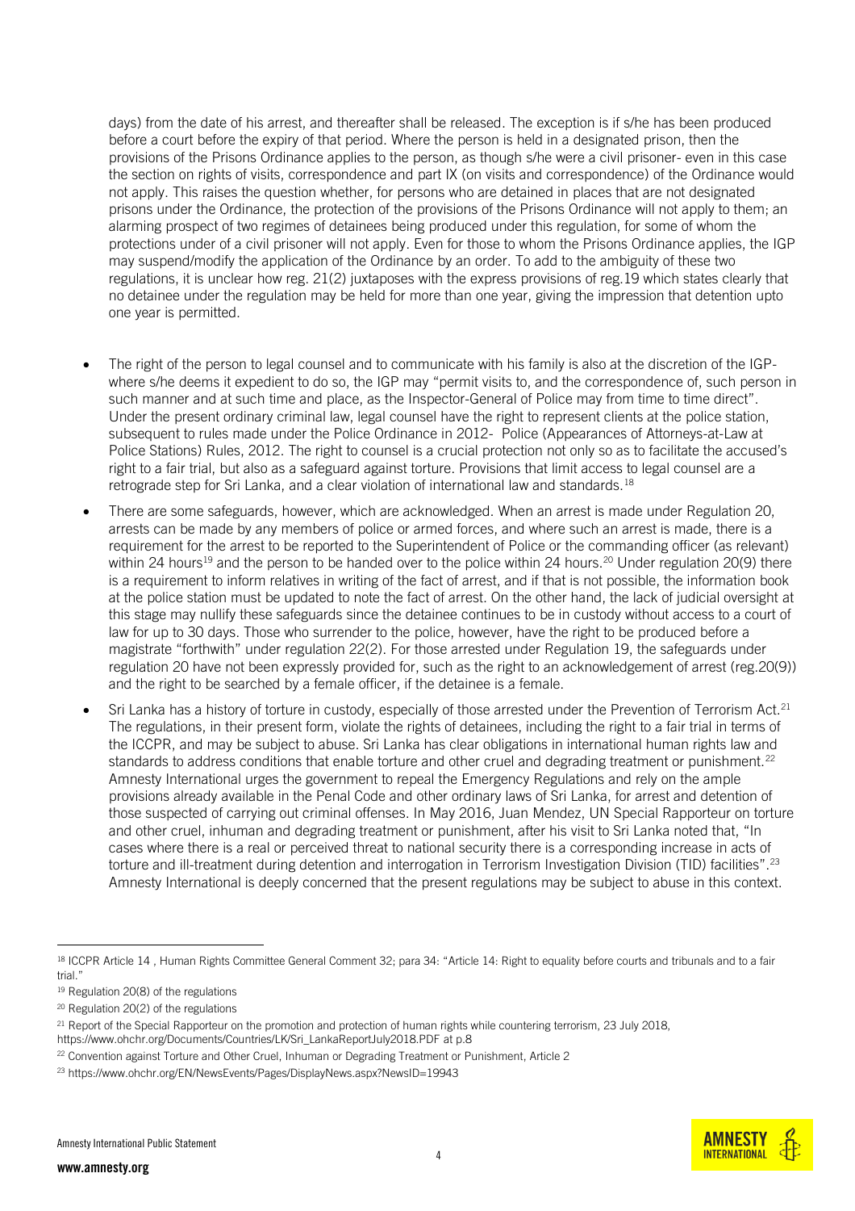days) from the date of his arrest, and thereafter shall be released. The exception is if s/he has been produced before a court before the expiry of that period. Where the person is held in a designated prison, then the provisions of the Prisons Ordinance applies to the person, as though s/he were a civil prisoner- even in this case the section on rights of visits, correspondence and part IX (on visits and correspondence) of the Ordinance would not apply. This raises the question whether, for persons who are detained in places that are not designated prisons under the Ordinance, the protection of the provisions of the Prisons Ordinance will not apply to them; an alarming prospect of two regimes of detainees being produced under this regulation, for some of whom the protections under of a civil prisoner will not apply. Even for those to whom the Prisons Ordinance applies, the IGP may suspend/modify the application of the Ordinance by an order. To add to the ambiguity of these two regulations, it is unclear how reg. 21(2) juxtaposes with the express provisions of reg.19 which states clearly that no detainee under the regulation may be held for more than one year, giving the impression that detention upto one year is permitted.

- The right of the person to legal counsel and to communicate with his family is also at the discretion of the IGP- where s/he deems it expedient to do so, the IGP may "permit visits to, and the correspondence of, such person in such manner and at such time and place, as the Inspector-General of Police may from time to time direct". Under the present ordinary criminal law, legal counsel have the right to represent clients at the police station, subsequent to rules made under the Police Ordinance in 2012- Police (Appearances of Attorneys-at-Law at Police Stations) Rules, 2012. The right to counsel is a crucial protection not only so as to facilitate the accused's right to a fair trial, but also as a safeguard against torture. Provisions that limit access to legal counsel are a retrograde step for Sri Lanka, and a clear violation of international law and standards.[18]
- There are some safeguards, however, which are acknowledged. When an arrest is made under Regulation 20, arrests can be made by any members of police or armed forces, and where such an arrest is made, there is a requirement for the arrest to be reported to the Superintendent of Police or the commanding officer (as relevant) within 24 hours[19] and the person to be handed over to the police within 24 hours.[20] Under regulation 20(9) there is a requirement to inform relatives in writing of the fact of arrest, and if that is not possible, the information book at the police station must be updated to note the fact of arrest. On the other hand, the lack of judicial oversight at this stage may nullify these safeguards since the detainee continues to be in custody without access to a court of law for up to 30 days. Those who surrender to the police, however, have the right to be produced before a magistrate "forthwith" under regulation 22(2). For those arrested under Regulation 19, the safeguards under regulation 20 have not been expressly provided for, such as the right to an acknowledgement of arrest (reg.20(9)) and the right to be searched by a female officer, if the detainee is a female.
- Sri Lanka has a history of torture in custody, especially of those arrested under the Prevention of Terrorism Act.[21] The regulations, in their present form, violate the rights of detainees, including the right to a fair trial in terms of the ICCPR, and may be subject to abuse. Sri Lanka has clear obligations in international human rights law and standards to address conditions that enable torture and other cruel and degrading treatment or punishment.[22] Amnesty International urges the government to repeal the Emergency Regulations and rely on the ample provisions already available in the Penal Code and other ordinary laws of Sri Lanka, for arrest and detention of those suspected of carrying out criminal offenses. In May 2016, Juan Mendez, UN Special Rapporteur on torture and other cruel, inhuman and degrading treatment or punishment, after his visit to Sri Lanka noted that, "In cases where there is a real or perceived threat to national security there is a corresponding increase in acts of torture and ill-treatment during detention and interrogation in Terrorism Investigation Division (TID) facilities".[23] Amnesty International is deeply concerned that the present regulations may be subject to abuse in this context.

---

[18] ICCPR Article 14 , Human Rights Committee General Comment 32; para 34: "Article 14: Right to equality before courts and tribunals and to a fair trial."

[19] Regulation 20(8) of the regulations

[20] Regulation 20(2) of the regulations

[21] Report of the Special Rapporteur on the promotion and protection of human rights while countering terrorism, 23 July 2018, https://www.ohchr.org/Documents/Countries/LK/Sri_LankaReportJuly2018.PDF at p.8

[22] Convention against Torture and Other Cruel, Inhuman or Degrading Treatment or Punishment, Article 2

[23] https://www.ohchr.org/EN/NewsEvents/Pages/DisplayNews.aspx?NewsID=19943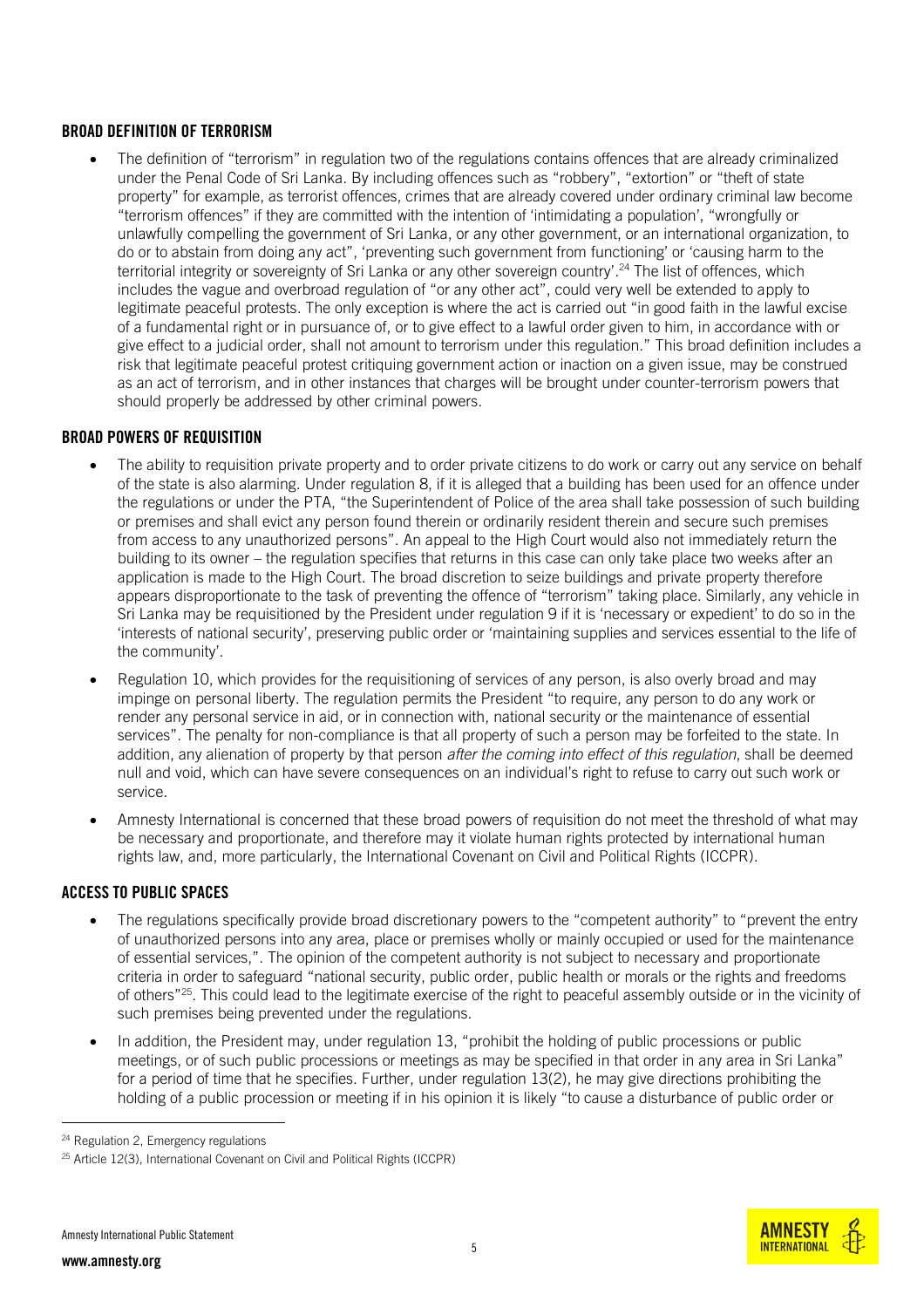### BROAD DEFINITION OF TERRORISM

- The definition of "terrorism" in regulation two of the regulations contains offences that are already criminalized under the Penal Code of Sri Lanka. By including offences such as "robbery", "extortion" or "theft of state property" for example, as terrorist offences, crimes that are already covered under ordinary criminal law become "terrorism offences" if they are committed with the intention of 'intimidating a population', "wrongfully or unlawfully compelling the government of Sri Lanka, or any other government, or an international organization, to do or to abstain from doing any act", 'preventing such government from functioning' or 'causing harm to the territorial integrity or sovereignty of Sri Lanka or any other sovereign country'.[24] The list of offences, which includes the vague and overbroad regulation of "or any other act", could very well be extended to apply to legitimate peaceful protests. The only exception is where the act is carried out "in good faith in the lawful excise of a fundamental right or in pursuance of, or to give effect to a lawful order given to him, in accordance with or give effect to a judicial order, shall not amount to terrorism under this regulation." This broad definition includes a risk that legitimate peaceful protest critiquing government action or inaction on a given issue, may be construed as an act of terrorism, and in other instances that charges will be brought under counter-terrorism powers that should properly be addressed by other criminal powers.

### BROAD POWERS OF REQUISITION

- The ability to requisition private property and to order private citizens to do work or carry out any service on behalf of the state is also alarming. Under regulation 8, if it is alleged that a building has been used for an offence under the regulations or under the PTA, "the Superintendent of Police of the area shall take possession of such building or premises and shall evict any person found therein or ordinarily resident therein and secure such premises from access to any unauthorized persons". An appeal to the High Court would also not immediately return the building to its owner – the regulation specifies that returns in this case can only take place two weeks after an application is made to the High Court. The broad discretion to seize buildings and private property therefore appears disproportionate to the task of preventing the offence of "terrorism" taking place. Similarly, any vehicle in Sri Lanka may be requisitioned by the President under regulation 9 if it is 'necessary or expedient' to do so in the 'interests of national security', preserving public order or 'maintaining supplies and services essential to the life of the community'.
- Regulation 10, which provides for the requisitioning of services of any person, is also overly broad and may impinge on personal liberty. The regulation permits the President "to require, any person to do any work or render any personal service in aid, or in connection with, national security or the maintenance of essential services". The penalty for non-compliance is that all property of such a person may be forfeited to the state. In addition, any alienation of property by that person *after the coming into effect of this regulation*, shall be deemed null and void, which can have severe consequences on an individual's right to refuse to carry out such work or service.
- Amnesty International is concerned that these broad powers of requisition do not meet the threshold of what may be necessary and proportionate, and therefore may it violate human rights protected by international human rights law, and, more particularly, the International Covenant on Civil and Political Rights (ICCPR).

### ACCESS TO PUBLIC SPACES

- The regulations specifically provide broad discretionary powers to the "competent authority" to "prevent the entry of unauthorized persons into any area, place or premises wholly or mainly occupied or used for the maintenance of essential services,". The opinion of the competent authority is not subject to necessary and proportionate criteria in order to safeguard "national security, public order, public health or morals or the rights and freedoms of others"[25]. This could lead to the legitimate exercise of the right to peaceful assembly outside or in the vicinity of such premises being prevented under the regulations.
- In addition, the President may, under regulation 13, "prohibit the holding of public processions or public meetings, or of such public processions or meetings as may be specified in that order in any area in Sri Lanka" for a period of time that he specifies. Further, under regulation 13(2), he may give directions prohibiting the holding of a public procession or meeting if in his opinion it is likely "to cause a disturbance of public order or

---

[24] Regulation 2, Emergency regulations

[25] Article 12(3), International Covenant on Civil and Political Rights (ICCPR)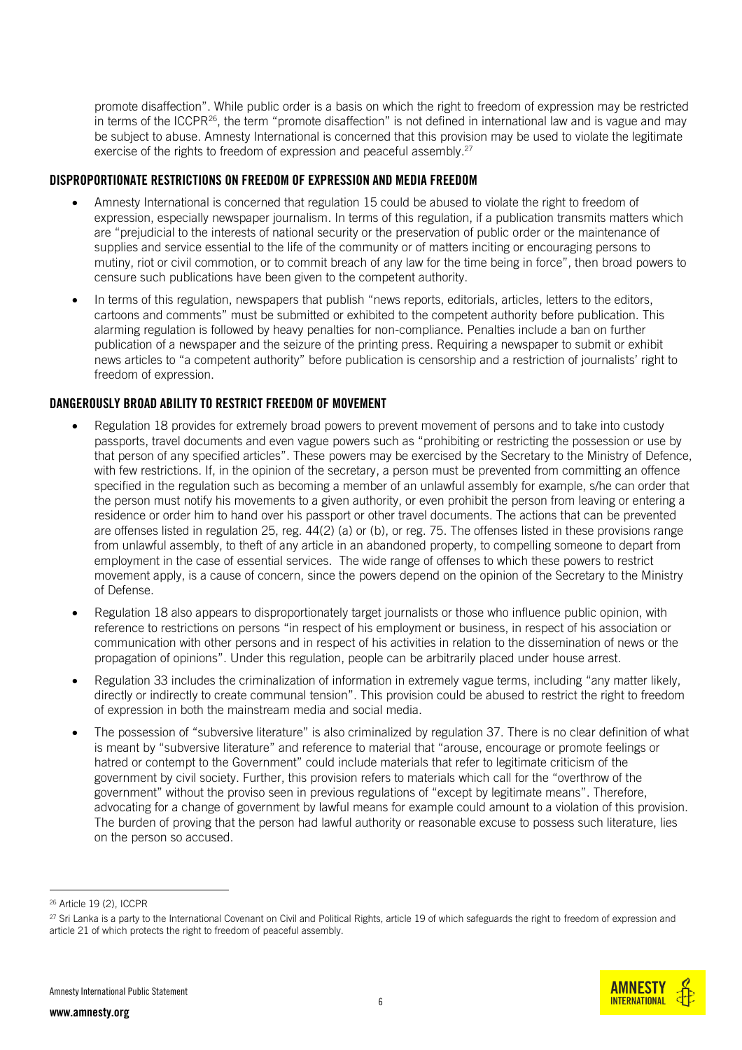promote disaffection". While public order is a basis on which the right to freedom of expression may be restricted in terms of the ICCPR[26], the term "promote disaffection" is not defined in international law and is vague and may be subject to abuse. Amnesty International is concerned that this provision may be used to violate the legitimate exercise of the rights to freedom of expression and peaceful assembly.[27]

### DISPROPORTIONATE RESTRICTIONS ON FREEDOM OF EXPRESSION AND MEDIA FREEDOM

- Amnesty International is concerned that regulation 15 could be abused to violate the right to freedom of expression, especially newspaper journalism. In terms of this regulation, if a publication transmits matters which are "prejudicial to the interests of national security or the preservation of public order or the maintenance of supplies and service essential to the life of the community or of matters inciting or encouraging persons to mutiny, riot or civil commotion, or to commit breach of any law for the time being in force", then broad powers to censure such publications have been given to the competent authority.
- In terms of this regulation, newspapers that publish "news reports, editorials, articles, letters to the editors, cartoons and comments" must be submitted or exhibited to the competent authority before publication. This alarming regulation is followed by heavy penalties for non-compliance. Penalties include a ban on further publication of a newspaper and the seizure of the printing press. Requiring a newspaper to submit or exhibit news articles to "a competent authority" before publication is censorship and a restriction of journalists' right to freedom of expression.

### DANGEROUSLY BROAD ABILITY TO RESTRICT FREEDOM OF MOVEMENT

- Regulation 18 provides for extremely broad powers to prevent movement of persons and to take into custody passports, travel documents and even vague powers such as "prohibiting or restricting the possession or use by that person of any specified articles". These powers may be exercised by the Secretary to the Ministry of Defence, with few restrictions. If, in the opinion of the secretary, a person must be prevented from committing an offence specified in the regulation such as becoming a member of an unlawful assembly for example, s/he can order that the person must notify his movements to a given authority, or even prohibit the person from leaving or entering a residence or order him to hand over his passport or other travel documents. The actions that can be prevented are offenses listed in regulation 25, reg. 44(2) (a) or (b), or reg. 75. The offenses listed in these provisions range from unlawful assembly, to theft of any article in an abandoned property, to compelling someone to depart from employment in the case of essential services. The wide range of offenses to which these powers to restrict movement apply, is a cause of concern, since the powers depend on the opinion of the Secretary to the Ministry of Defense.
- Regulation 18 also appears to disproportionately target journalists or those who influence public opinion, with reference to restrictions on persons "in respect of his employment or business, in respect of his association or communication with other persons and in respect of his activities in relation to the dissemination of news or the propagation of opinions". Under this regulation, people can be arbitrarily placed under house arrest.
- Regulation 33 includes the criminalization of information in extremely vague terms, including "any matter likely, directly or indirectly to create communal tension". This provision could be abused to restrict the right to freedom of expression in both the mainstream media and social media.
- The possession of "subversive literature" is also criminalized by regulation 37. There is no clear definition of what is meant by "subversive literature" and reference to material that "arouse, encourage or promote feelings or hatred or contempt to the Government" could include materials that refer to legitimate criticism of the government by civil society. Further, this provision refers to materials which call for the "overthrow of the government" without the proviso seen in previous regulations of "except by legitimate means". Therefore, advocating for a change of government by lawful means for example could amount to a violation of this provision. The burden of proving that the person had lawful authority or reasonable excuse to possess such literature, lies on the person so accused.

[26] Article 19 (2), ICCPR

[27] Sri Lanka is a party to the International Covenant on Civil and Political Rights, article 19 of which safeguards the right to freedom of expression and article 21 of which protects the right to freedom of peaceful assembly.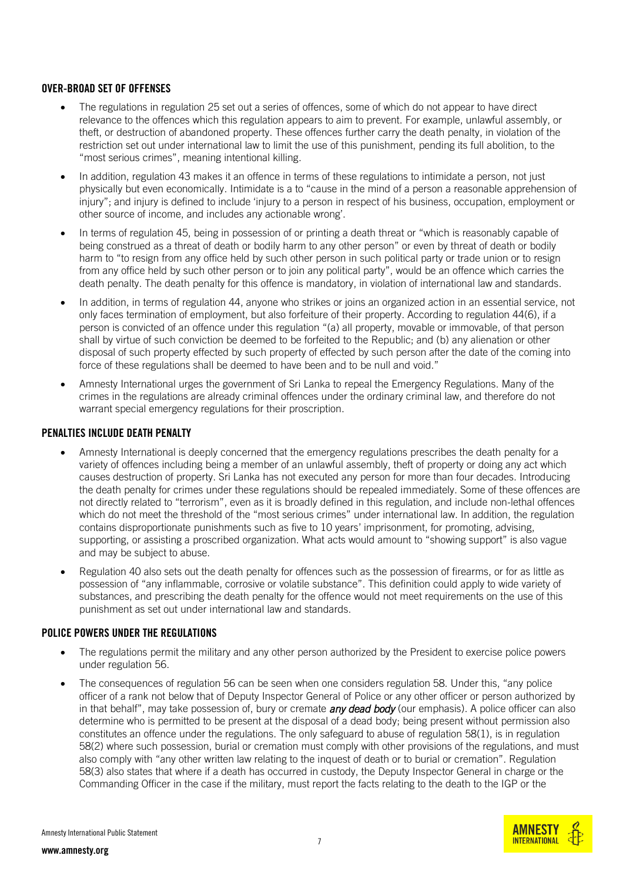## OVER-BROAD SET OF OFFENSES

- The regulations in regulation 25 set out a series of offences, some of which do not appear to have direct relevance to the offences which this regulation appears to aim to prevent. For example, unlawful assembly, or theft, or destruction of abandoned property. These offences further carry the death penalty, in violation of the restriction set out under international law to limit the use of this punishment, pending its full abolition, to the "most serious crimes", meaning intentional killing.
- In addition, regulation 43 makes it an offence in terms of these regulations to intimidate a person, not just physically but even economically. Intimidate is a to "cause in the mind of a person a reasonable apprehension of injury"; and injury is defined to include 'injury to a person in respect of his business, occupation, employment or other source of income, and includes any actionable wrong'.
- In terms of regulation 45, being in possession of or printing a death threat or "which is reasonably capable of being construed as a threat of death or bodily harm to any other person" or even by threat of death or bodily harm to "to resign from any office held by such other person in such political party or trade union or to resign from any office held by such other person or to join any political party", would be an offence which carries the death penalty. The death penalty for this offence is mandatory, in violation of international law and standards.
- In addition, in terms of regulation 44, anyone who strikes or joins an organized action in an essential service, not only faces termination of employment, but also forfeiture of their property. According to regulation 44(6), if a person is convicted of an offence under this regulation "(a) all property, movable or immovable, of that person shall by virtue of such conviction be deemed to be forfeited to the Republic; and (b) any alienation or other disposal of such property effected by such property of effected by such person after the date of the coming into force of these regulations shall be deemed to have been and to be null and void."
- Amnesty International urges the government of Sri Lanka to repeal the Emergency Regulations. Many of the crimes in the regulations are already criminal offences under the ordinary criminal law, and therefore do not warrant special emergency regulations for their proscription.

## PENALTIES INCLUDE DEATH PENALTY

- Amnesty International is deeply concerned that the emergency regulations prescribes the death penalty for a variety of offences including being a member of an unlawful assembly, theft of property or doing any act which causes destruction of property. Sri Lanka has not executed any person for more than four decades. Introducing the death penalty for crimes under these regulations should be repealed immediately. Some of these offences are not directly related to "terrorism", even as it is broadly defined in this regulation, and include non-lethal offences which do not meet the threshold of the "most serious crimes" under international law. In addition, the regulation contains disproportionate punishments such as five to 10 years' imprisonment, for promoting, advising, supporting, or assisting a proscribed organization. What acts would amount to "showing support" is also vague and may be subject to abuse.
- Regulation 40 also sets out the death penalty for offences such as the possession of firearms, or for as little as possession of "any inflammable, corrosive or volatile substance". This definition could apply to wide variety of substances, and prescribing the death penalty for the offence would not meet requirements on the use of this punishment as set out under international law and standards.

## POLICE POWERS UNDER THE REGULATIONS

- The regulations permit the military and any other person authorized by the President to exercise police powers under regulation 56.
- The consequences of regulation 56 can be seen when one considers regulation 58. Under this, "any police officer of a rank not below that of Deputy Inspector General of Police or any other officer or person authorized by in that behalf", may take possession of, bury or cremate ***any dead body*** (our emphasis). A police officer can also determine who is permitted to be present at the disposal of a dead body; being present without permission also constitutes an offence under the regulations. The only safeguard to abuse of regulation 58(1), is in regulation 58(2) where such possession, burial or cremation must comply with other provisions of the regulations, and must also comply with "any other written law relating to the inquest of death or to burial or cremation". Regulation 58(3) also states that where if a death has occurred in custody, the Deputy Inspector General in charge or the Commanding Officer in the case if the military, must report the facts relating to the death to the IGP or the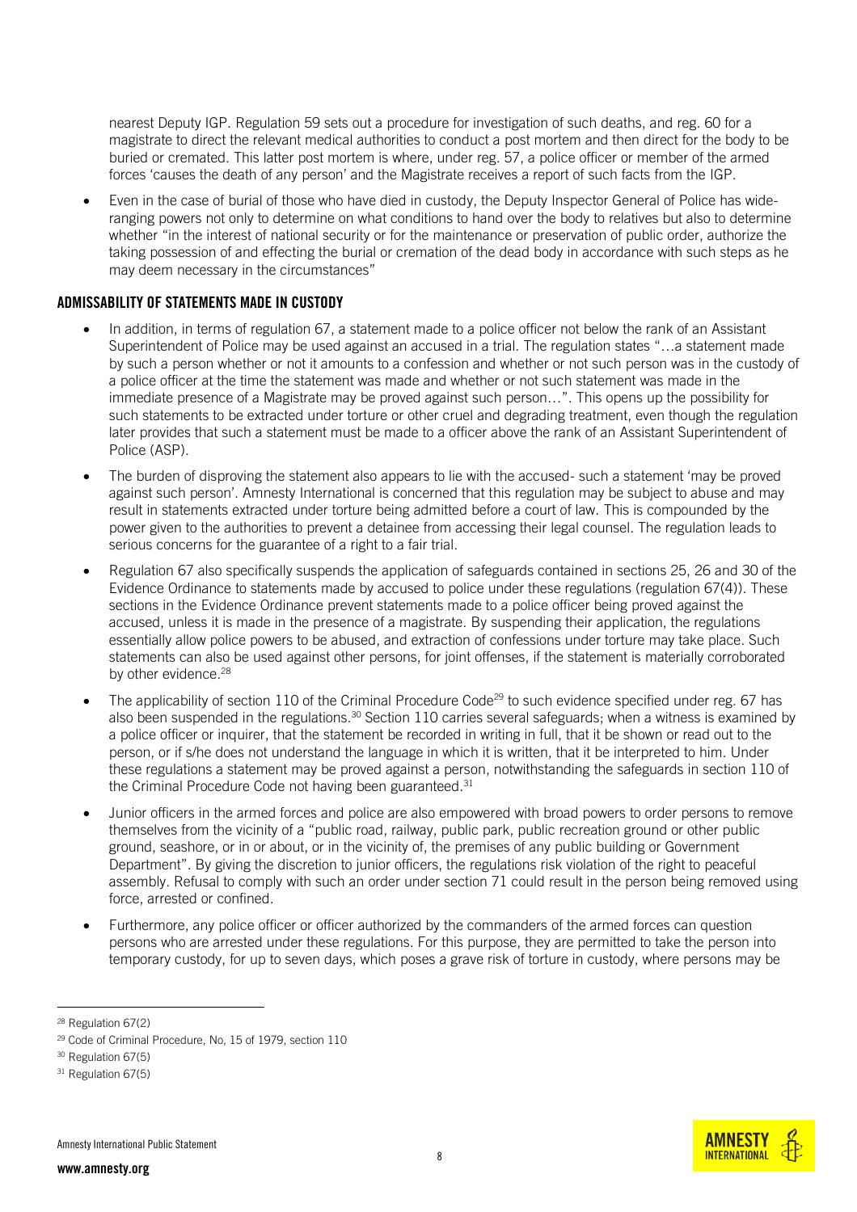nearest Deputy IGP. Regulation 59 sets out a procedure for investigation of such deaths, and reg. 60 for a magistrate to direct the relevant medical authorities to conduct a post mortem and then direct for the body to be buried or cremated. This latter post mortem is where, under reg. 57, a police officer or member of the armed forces 'causes the death of any person' and the Magistrate receives a report of such facts from the IGP.

- Even in the case of burial of those who have died in custody, the Deputy Inspector General of Police has wide-ranging powers not only to determine on what conditions to hand over the body to relatives but also to determine whether "in the interest of national security or for the maintenance or preservation of public order, authorize the taking possession of and effecting the burial or cremation of the dead body in accordance with such steps as he may deem necessary in the circumstances"

### ADMISSABILITY OF STATEMENTS MADE IN CUSTODY

- In addition, in terms of regulation 67, a statement made to a police officer not below the rank of an Assistant Superintendent of Police may be used against an accused in a trial. The regulation states "…a statement made by such a person whether or not it amounts to a confession and whether or not such person was in the custody of a police officer at the time the statement was made and whether or not such statement was made in the immediate presence of a Magistrate may be proved against such person…". This opens up the possibility for such statements to be extracted under torture or other cruel and degrading treatment, even though the regulation later provides that such a statement must be made to a officer above the rank of an Assistant Superintendent of Police (ASP).
- The burden of disproving the statement also appears to lie with the accused- such a statement 'may be proved against such person'. Amnesty International is concerned that this regulation may be subject to abuse and may result in statements extracted under torture being admitted before a court of law. This is compounded by the power given to the authorities to prevent a detainee from accessing their legal counsel. The regulation leads to serious concerns for the guarantee of a right to a fair trial.
- Regulation 67 also specifically suspends the application of safeguards contained in sections 25, 26 and 30 of the Evidence Ordinance to statements made by accused to police under these regulations (regulation 67(4)). These sections in the Evidence Ordinance prevent statements made to a police officer being proved against the accused, unless it is made in the presence of a magistrate. By suspending their application, the regulations essentially allow police powers to be abused, and extraction of confessions under torture may take place. Such statements can also be used against other persons, for joint offenses, if the statement is materially corroborated by other evidence.[28]
- The applicability of section 110 of the Criminal Procedure Code[29] to such evidence specified under reg. 67 has also been suspended in the regulations.[30] Section 110 carries several safeguards; when a witness is examined by a police officer or inquirer, that the statement be recorded in writing in full, that it be shown or read out to the person, or if s/he does not understand the language in which it is written, that it be interpreted to him. Under these regulations a statement may be proved against a person, notwithstanding the safeguards in section 110 of the Criminal Procedure Code not having been guaranteed.[31]
- Junior officers in the armed forces and police are also empowered with broad powers to order persons to remove themselves from the vicinity of a "public road, railway, public park, public recreation ground or other public ground, seashore, or in or about, or in the vicinity of, the premises of any public building or Government Department". By giving the discretion to junior officers, the regulations risk violation of the right to peaceful assembly. Refusal to comply with such an order under section 71 could result in the person being removed using force, arrested or confined.
- Furthermore, any police officer or officer authorized by the commanders of the armed forces can question persons who are arrested under these regulations. For this purpose, they are permitted to take the person into temporary custody, for up to seven days, which poses a grave risk of torture in custody, where persons may be

---

[28] Regulation 67(2)

[29] Code of Criminal Procedure, No, 15 of 1979, section 110

[30] Regulation 67(5)

[31] Regulation 67(5)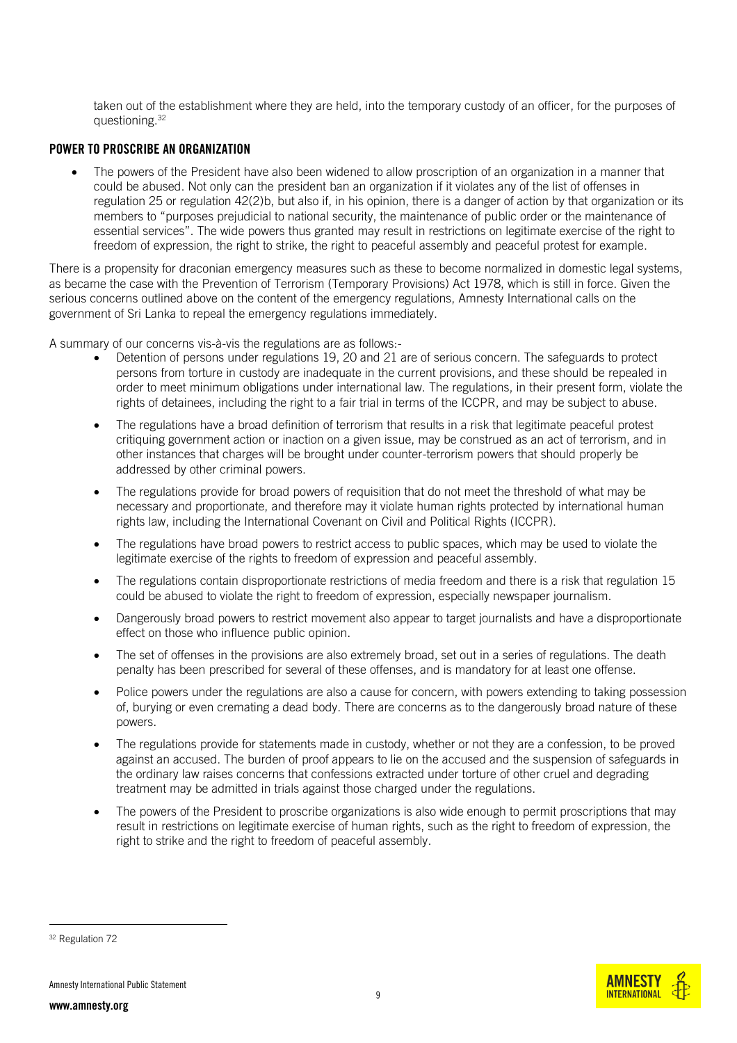taken out of the establishment where they are held, into the temporary custody of an officer, for the purposes of questioning.[32]

## POWER TO PROSCRIBE AN ORGANIZATION

- The powers of the President have also been widened to allow proscription of an organization in a manner that could be abused. Not only can the president ban an organization if it violates any of the list of offenses in regulation 25 or regulation 42(2)b, but also if, in his opinion, there is a danger of action by that organization or its members to "purposes prejudicial to national security, the maintenance of public order or the maintenance of essential services". The wide powers thus granted may result in restrictions on legitimate exercise of the right to freedom of expression, the right to strike, the right to peaceful assembly and peaceful protest for example.

There is a propensity for draconian emergency measures such as these to become normalized in domestic legal systems, as became the case with the Prevention of Terrorism (Temporary Provisions) Act 1978, which is still in force. Given the serious concerns outlined above on the content of the emergency regulations, Amnesty International calls on the government of Sri Lanka to repeal the emergency regulations immediately.

A summary of our concerns vis-à-vis the regulations are as follows:-

- Detention of persons under regulations 19, 20 and 21 are of serious concern. The safeguards to protect persons from torture in custody are inadequate in the current provisions, and these should be repealed in order to meet minimum obligations under international law. The regulations, in their present form, violate the rights of detainees, including the right to a fair trial in terms of the ICCPR, and may be subject to abuse.
- The regulations have a broad definition of terrorism that results in a risk that legitimate peaceful protest critiquing government action or inaction on a given issue, may be construed as an act of terrorism, and in other instances that charges will be brought under counter-terrorism powers that should properly be addressed by other criminal powers.
- The regulations provide for broad powers of requisition that do not meet the threshold of what may be necessary and proportionate, and therefore may it violate human rights protected by international human rights law, including the International Covenant on Civil and Political Rights (ICCPR).
- The regulations have broad powers to restrict access to public spaces, which may be used to violate the legitimate exercise of the rights to freedom of expression and peaceful assembly.
- The regulations contain disproportionate restrictions of media freedom and there is a risk that regulation 15 could be abused to violate the right to freedom of expression, especially newspaper journalism.
- Dangerously broad powers to restrict movement also appear to target journalists and have a disproportionate effect on those who influence public opinion.
- The set of offenses in the provisions are also extremely broad, set out in a series of regulations. The death penalty has been prescribed for several of these offenses, and is mandatory for at least one offense.
- Police powers under the regulations are also a cause for concern, with powers extending to taking possession of, burying or even cremating a dead body. There are concerns as to the dangerously broad nature of these powers.
- The regulations provide for statements made in custody, whether or not they are a confession, to be proved against an accused. The burden of proof appears to lie on the accused and the suspension of safeguards in the ordinary law raises concerns that confessions extracted under torture of other cruel and degrading treatment may be admitted in trials against those charged under the regulations.
- The powers of the President to proscribe organizations is also wide enough to permit proscriptions that may result in restrictions on legitimate exercise of human rights, such as the right to freedom of expression, the right to strike and the right to freedom of peaceful assembly.

---

[32] Regulation 72